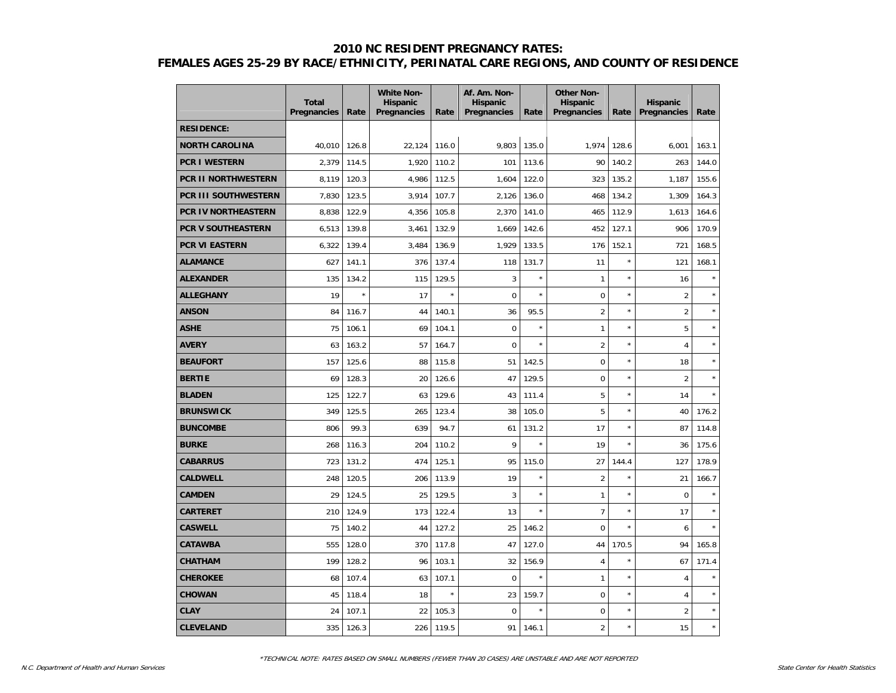# 2010 NC RESIDENT PREGNANCY RATES:
## FEMALES AGES 25-29 BY RACE/ETHNICITY, PERINATAL CARE REGIONS, AND COUNTY OF RESIDENCE

| | Total Pregnancies | Rate | White Non-Hispanic Pregnancies | Rate | Af. Am. Non-Hispanic Pregnancies | Rate | Other Non-Hispanic Pregnancies | Rate | Hispanic Pregnancies | Rate |
|---|---|---|---|---|---|---|---|---|---|---|
| **RESIDENCE:** | | | | | | | | | | |
| **NORTH CAROLINA** | 40,010 | 126.8 | 22,124 | 116.0 | 9,803 | 135.0 | 1,974 | 128.6 | 6,001 | 163.1 |
| **PCR I WESTERN** | 2,379 | 114.5 | 1,920 | 110.2 | 101 | 113.6 | 90 | 140.2 | 263 | 144.0 |
| **PCR II NORTHWESTERN** | 8,119 | 120.3 | 4,986 | 112.5 | 1,604 | 122.0 | 323 | 135.2 | 1,187 | 155.6 |
| **PCR III SOUTHWESTERN** | 7,830 | 123.5 | 3,914 | 107.7 | 2,126 | 136.0 | 468 | 134.2 | 1,309 | 164.3 |
| **PCR IV NORTHEASTERN** | 8,838 | 122.9 | 4,356 | 105.8 | 2,370 | 141.0 | 465 | 112.9 | 1,613 | 164.6 |
| **PCR V SOUTHEASTERN** | 6,513 | 139.8 | 3,461 | 132.9 | 1,669 | 142.6 | 452 | 127.1 | 906 | 170.9 |
| **PCR VI EASTERN** | 6,322 | 139.4 | 3,484 | 136.9 | 1,929 | 133.5 | 176 | 152.1 | 721 | 168.5 |
| **ALAMANCE** | 627 | 141.1 | 376 | 137.4 | 118 | 131.7 | 11 | * | 121 | 168.1 |
| **ALEXANDER** | 135 | 134.2 | 115 | 129.5 | 3 | * | 1 | * | 16 | * |
| **ALLEGHANY** | 19 | * | 17 | * | 0 | * | 0 | * | 2 | * |
| **ANSON** | 84 | 116.7 | 44 | 140.1 | 36 | 95.5 | 2 | * | 2 | * |
| **ASHE** | 75 | 106.1 | 69 | 104.1 | 0 | * | 1 | * | 5 | * |
| **AVERY** | 63 | 163.2 | 57 | 164.7 | 0 | * | 2 | * | 4 | * |
| **BEAUFORT** | 157 | 125.6 | 88 | 115.8 | 51 | 142.5 | 0 | * | 18 | * |
| **BERTIE** | 69 | 128.3 | 20 | 126.6 | 47 | 129.5 | 0 | * | 2 | * |
| **BLADEN** | 125 | 122.7 | 63 | 129.6 | 43 | 111.4 | 5 | * | 14 | * |
| **BRUNSWICK** | 349 | 125.5 | 265 | 123.4 | 38 | 105.0 | 5 | * | 40 | 176.2 |
| **BUNCOMBE** | 806 | 99.3 | 639 | 94.7 | 61 | 131.2 | 17 | * | 87 | 114.8 |
| **BURKE** | 268 | 116.3 | 204 | 110.2 | 9 | * | 19 | * | 36 | 175.6 |
| **CABARRUS** | 723 | 131.2 | 474 | 125.1 | 95 | 115.0 | 27 | 144.4 | 127 | 178.9 |
| **CALDWELL** | 248 | 120.5 | 206 | 113.9 | 19 | * | 2 | * | 21 | 166.7 |
| **CAMDEN** | 29 | 124.5 | 25 | 129.5 | 3 | * | 1 | * | 0 | * |
| **CARTERET** | 210 | 124.9 | 173 | 122.4 | 13 | * | 7 | * | 17 | * |
| **CASWELL** | 75 | 140.2 | 44 | 127.2 | 25 | 146.2 | 0 | * | 6 | * |
| **CATAWBA** | 555 | 128.0 | 370 | 117.8 | 47 | 127.0 | 44 | 170.5 | 94 | 165.8 |
| **CHATHAM** | 199 | 128.2 | 96 | 103.1 | 32 | 156.9 | 4 | * | 67 | 171.4 |
| **CHEROKEE** | 68 | 107.4 | 63 | 107.1 | 0 | * | 1 | * | 4 | * |
| **CHOWAN** | 45 | 118.4 | 18 | * | 23 | 159.7 | 0 | * | 4 | * |
| **CLAY** | 24 | 107.1 | 22 | 105.3 | 0 | * | 0 | * | 2 | * |
| **CLEVELAND** | 335 | 126.3 | 226 | 119.5 | 91 | 146.1 | 2 | * | 15 | * |

*TECHNICAL NOTE: RATES BASED ON SMALL NUMBERS (FEWER THAN 20 CASES) ARE UNSTABLE AND ARE NOT REPORTED

N.C. Department of Health and Human Services

State Center for Health Statistics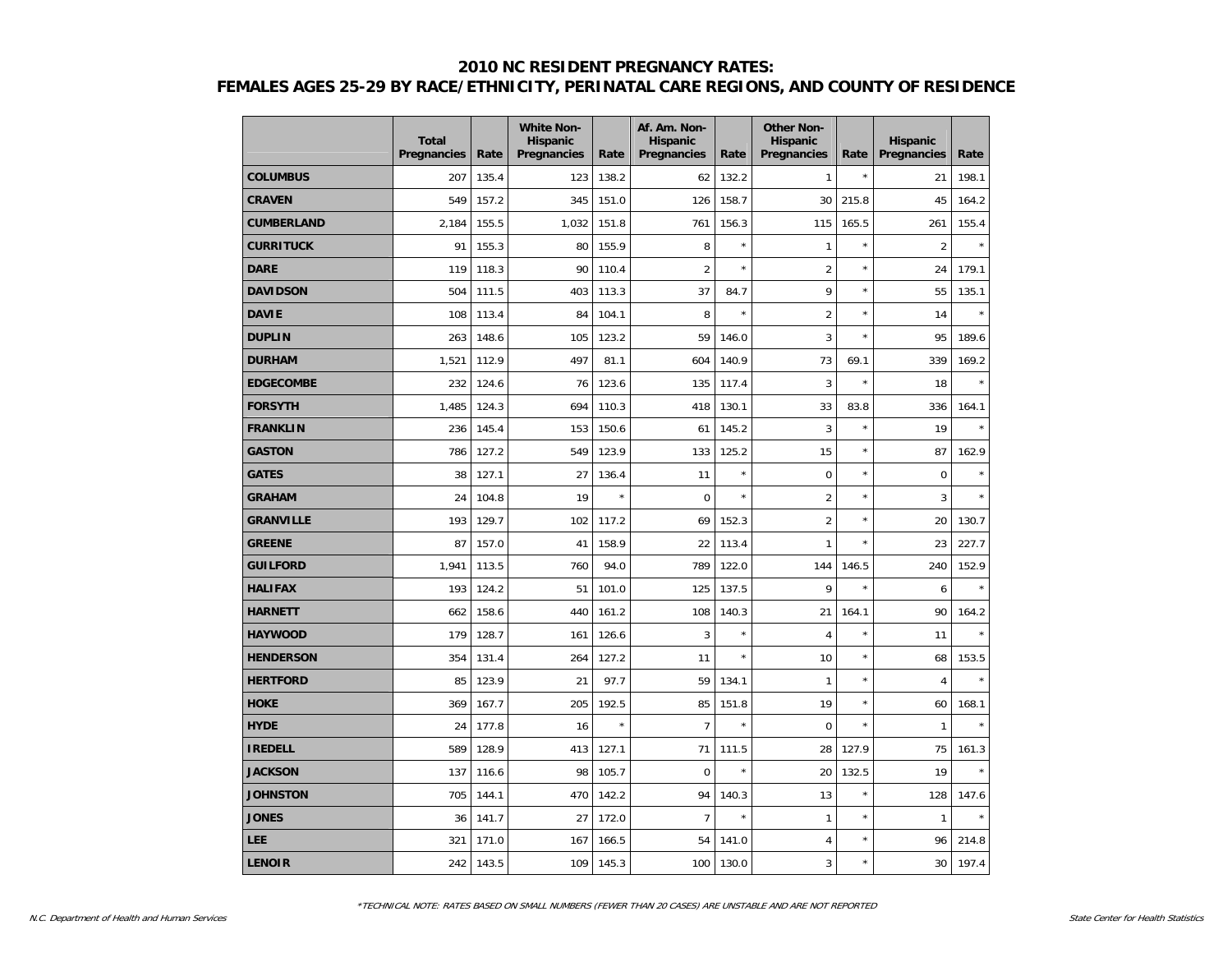# 2010 NC RESIDENT PREGNANCY RATES:
# FEMALES AGES 25-29 BY RACE/ETHNICITY, PERINATAL CARE REGIONS, AND COUNTY OF RESIDENCE

| | Total Pregnancies | Rate | White Non-Hispanic Pregnancies | Rate | Af. Am. Non-Hispanic Pregnancies | Rate | Other Non-Hispanic Pregnancies | Rate | Hispanic Pregnancies | Rate |
|---|---|---|---|---|---|---|---|---|---|---|
| **COLUMBUS** | 207 | 135.4 | 123 | 138.2 | 62 | 132.2 | 1 | * | 21 | 198.1 |
| **CRAVEN** | 549 | 157.2 | 345 | 151.0 | 126 | 158.7 | 30 | 215.8 | 45 | 164.2 |
| **CUMBERLAND** | 2,184 | 155.5 | 1,032 | 151.8 | 761 | 156.3 | 115 | 165.5 | 261 | 155.4 |
| **CURRITUCK** | 91 | 155.3 | 80 | 155.9 | 8 | * | 1 | * | 2 | * |
| **DARE** | 119 | 118.3 | 90 | 110.4 | 2 | * | 2 | * | 24 | 179.1 |
| **DAVIDSON** | 504 | 111.5 | 403 | 113.3 | 37 | 84.7 | 9 | * | 55 | 135.1 |
| **DAVIE** | 108 | 113.4 | 84 | 104.1 | 8 | * | 2 | * | 14 | * |
| **DUPLIN** | 263 | 148.6 | 105 | 123.2 | 59 | 146.0 | 3 | * | 95 | 189.6 |
| **DURHAM** | 1,521 | 112.9 | 497 | 81.1 | 604 | 140.9 | 73 | 69.1 | 339 | 169.2 |
| **EDGECOMBE** | 232 | 124.6 | 76 | 123.6 | 135 | 117.4 | 3 | * | 18 | * |
| **FORSYTH** | 1,485 | 124.3 | 694 | 110.3 | 418 | 130.1 | 33 | 83.8 | 336 | 164.1 |
| **FRANKLIN** | 236 | 145.4 | 153 | 150.6 | 61 | 145.2 | 3 | * | 19 | * |
| **GASTON** | 786 | 127.2 | 549 | 123.9 | 133 | 125.2 | 15 | * | 87 | 162.9 |
| **GATES** | 38 | 127.1 | 27 | 136.4 | 11 | * | 0 | * | 0 | * |
| **GRAHAM** | 24 | 104.8 | 19 | * | 0 | * | 2 | * | 3 | * |
| **GRANVILLE** | 193 | 129.7 | 102 | 117.2 | 69 | 152.3 | 2 | * | 20 | 130.7 |
| **GREENE** | 87 | 157.0 | 41 | 158.9 | 22 | 113.4 | 1 | * | 23 | 227.7 |
| **GUILFORD** | 1,941 | 113.5 | 760 | 94.0 | 789 | 122.0 | 144 | 146.5 | 240 | 152.9 |
| **HALIFAX** | 193 | 124.2 | 51 | 101.0 | 125 | 137.5 | 9 | * | 6 | * |
| **HARNETT** | 662 | 158.6 | 440 | 161.2 | 108 | 140.3 | 21 | 164.1 | 90 | 164.2 |
| **HAYWOOD** | 179 | 128.7 | 161 | 126.6 | 3 | * | 4 | * | 11 | * |
| **HENDERSON** | 354 | 131.4 | 264 | 127.2 | 11 | * | 10 | * | 68 | 153.5 |
| **HERTFORD** | 85 | 123.9 | 21 | 97.7 | 59 | 134.1 | 1 | * | 4 | * |
| **HOKE** | 369 | 167.7 | 205 | 192.5 | 85 | 151.8 | 19 | * | 60 | 168.1 |
| **HYDE** | 24 | 177.8 | 16 | * | 7 | * | 0 | * | 1 | * |
| **IREDELL** | 589 | 128.9 | 413 | 127.1 | 71 | 111.5 | 28 | 127.9 | 75 | 161.3 |
| **JACKSON** | 137 | 116.6 | 98 | 105.7 | 0 | * | 20 | 132.5 | 19 | * |
| **JOHNSTON** | 705 | 144.1 | 470 | 142.2 | 94 | 140.3 | 13 | * | 128 | 147.6 |
| **JONES** | 36 | 141.7 | 27 | 172.0 | 7 | * | 1 | * | 1 | * |
| **LEE** | 321 | 171.0 | 167 | 166.5 | 54 | 141.0 | 4 | * | 96 | 214.8 |
| **LENOIR** | 242 | 143.5 | 109 | 145.3 | 100 | 130.0 | 3 | * | 30 | 197.4 |

*TECHNICAL NOTE: RATES BASED ON SMALL NUMBERS (FEWER THAN 20 CASES) ARE UNSTABLE AND ARE NOT REPORTED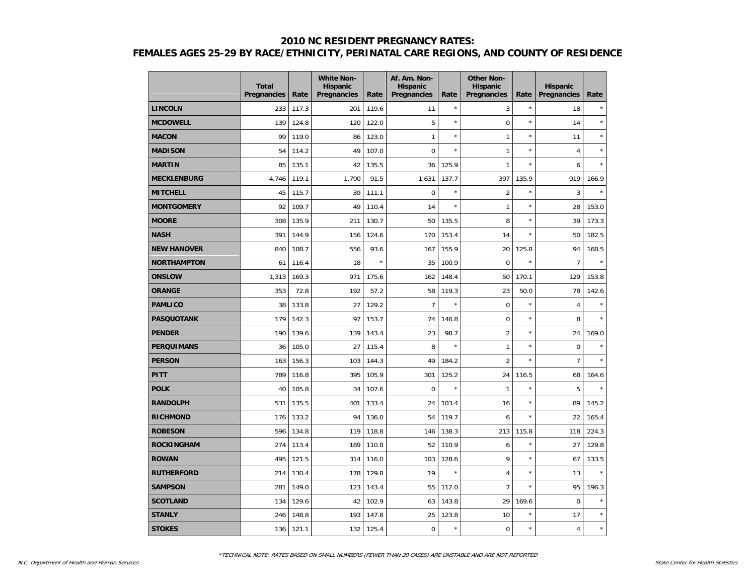# 2010 NC RESIDENT PREGNANCY RATES:
## FEMALES AGES 25-29 BY RACE/ETHNICITY, PERINATAL CARE REGIONS, AND COUNTY OF RESIDENCE

| | Total Pregnancies | Rate | White Non-Hispanic Pregnancies | Rate | Af. Am. Non-Hispanic Pregnancies | Rate | Other Non-Hispanic Pregnancies | Rate | Hispanic Pregnancies | Rate |
|---|---|---|---|---|---|---|---|---|---|---|
| **LINCOLN** | 233 | 117.3 | 201 | 119.6 | 11 | * | 3 | * | 18 | * |
| **MCDOWELL** | 139 | 124.8 | 120 | 122.0 | 5 | * | 0 | * | 14 | * |
| **MACON** | 99 | 119.0 | 86 | 123.0 | 1 | * | 1 | * | 11 | * |
| **MADISON** | 54 | 114.2 | 49 | 107.0 | 0 | * | 1 | * | 4 | * |
| **MARTIN** | 85 | 135.1 | 42 | 135.5 | 36 | 125.9 | 1 | * | 6 | * |
| **MECKLENBURG** | 4,746 | 119.1 | 1,790 | 91.5 | 1,631 | 137.7 | 397 | 135.9 | 919 | 166.9 |
| **MITCHELL** | 45 | 115.7 | 39 | 111.1 | 0 | * | 2 | * | 3 | * |
| **MONTGOMERY** | 92 | 109.7 | 49 | 110.4 | 14 | * | 1 | * | 28 | 153.0 |
| **MOORE** | 308 | 135.9 | 211 | 130.7 | 50 | 135.5 | 8 | * | 39 | 173.3 |
| **NASH** | 391 | 144.9 | 156 | 124.6 | 170 | 153.4 | 14 | * | 50 | 182.5 |
| **NEW HANOVER** | 840 | 108.7 | 556 | 93.6 | 167 | 155.9 | 20 | 125.8 | 94 | 168.5 |
| **NORTHAMPTON** | 61 | 116.4 | 18 | * | 35 | 100.9 | 0 | * | 7 | * |
| **ONSLOW** | 1,313 | 169.3 | 971 | 175.6 | 162 | 148.4 | 50 | 170.1 | 129 | 153.8 |
| **ORANGE** | 353 | 72.8 | 192 | 57.2 | 58 | 119.3 | 23 | 50.0 | 78 | 142.6 |
| **PAMLICO** | 38 | 133.8 | 27 | 129.2 | 7 | * | 0 | * | 4 | * |
| **PASQUOTANK** | 179 | 142.3 | 97 | 153.7 | 74 | 146.8 | 0 | * | 8 | * |
| **PENDER** | 190 | 139.6 | 139 | 143.4 | 23 | 98.7 | 2 | * | 24 | 169.0 |
| **PERQUIMANS** | 36 | 105.0 | 27 | 115.4 | 8 | * | 1 | * | 0 | * |
| **PERSON** | 163 | 156.3 | 103 | 144.3 | 49 | 184.2 | 2 | * | 7 | * |
| **PITT** | 789 | 116.8 | 395 | 105.9 | 301 | 125.2 | 24 | 116.5 | 68 | 164.6 |
| **POLK** | 40 | 105.8 | 34 | 107.6 | 0 | * | 1 | * | 5 | * |
| **RANDOLPH** | 531 | 135.5 | 401 | 133.4 | 24 | 103.4 | 16 | * | 89 | 145.2 |
| **RICHMOND** | 176 | 133.2 | 94 | 136.0 | 54 | 119.7 | 6 | * | 22 | 165.4 |
| **ROBESON** | 596 | 134.8 | 119 | 118.8 | 146 | 138.3 | 213 | 115.8 | 118 | 224.3 |
| **ROCKINGHAM** | 274 | 113.4 | 189 | 110.8 | 52 | 110.9 | 6 | * | 27 | 129.8 |
| **ROWAN** | 495 | 121.5 | 314 | 116.0 | 103 | 128.6 | 9 | * | 67 | 133.5 |
| **RUTHERFORD** | 214 | 130.4 | 178 | 129.8 | 19 | * | 4 | * | 13 | * |
| **SAMPSON** | 281 | 149.0 | 123 | 143.4 | 55 | 112.0 | 7 | * | 95 | 196.3 |
| **SCOTLAND** | 134 | 129.6 | 42 | 102.9 | 63 | 143.8 | 29 | 169.6 | 0 | * |
| **STANLY** | 246 | 148.8 | 193 | 147.8 | 25 | 123.8 | 10 | * | 17 | * |
| **STOKES** | 136 | 121.1 | 132 | 125.4 | 0 | * | 0 | * | 4 | * |

*TECHNICAL NOTE: RATES BASED ON SMALL NUMBERS (FEWER THAN 20 CASES) ARE UNSTABLE AND ARE NOT REPORTED

N.C. Department of Health and Human Services

State Center for Health Statistics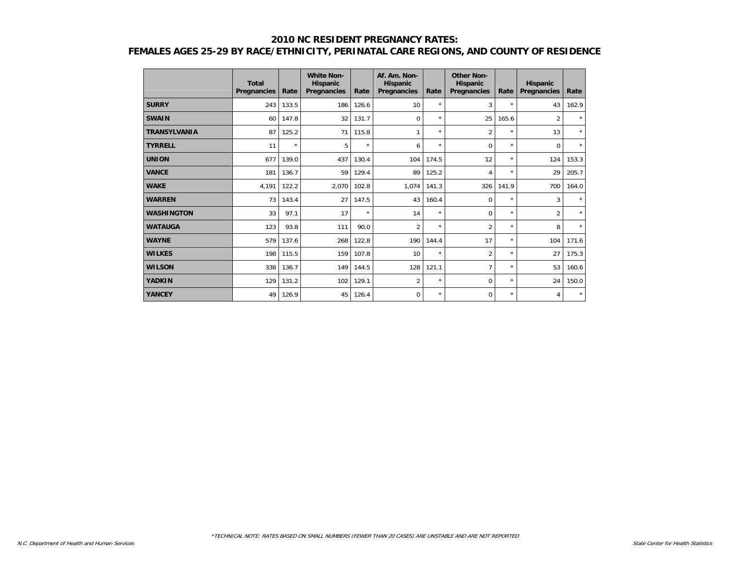# 2010 NC RESIDENT PREGNANCY RATES:
# FEMALES AGES 25-29 BY RACE/ETHNICITY, PERINATAL CARE REGIONS, AND COUNTY OF RESIDENCE

| | Total Pregnancies | Rate | White Non-Hispanic Pregnancies | Rate | Af. Am. Non-Hispanic Pregnancies | Rate | Other Non-Hispanic Pregnancies | Rate | Hispanic Pregnancies | Rate |
|---|---|---|---|---|---|---|---|---|---|---|
| **SURRY** | 243 | 133.5 | 186 | 126.6 | 10 | * | 3 | * | 43 | 162.9 |
| **SWAIN** | 60 | 147.8 | 32 | 131.7 | 0 | * | 25 | 165.6 | 2 | * |
| **TRANSYLVANIA** | 87 | 125.2 | 71 | 115.8 | 1 | * | 2 | * | 13 | * |
| **TYRRELL** | 11 | * | 5 | * | 6 | * | 0 | * | 0 | * |
| **UNION** | 677 | 139.0 | 437 | 130.4 | 104 | 174.5 | 12 | * | 124 | 153.3 |
| **VANCE** | 181 | 136.7 | 59 | 129.4 | 89 | 125.2 | 4 | * | 29 | 205.7 |
| **WAKE** | 4,191 | 122.2 | 2,070 | 102.8 | 1,074 | 141.3 | 326 | 141.9 | 700 | 164.0 |
| **WARREN** | 73 | 143.4 | 27 | 147.5 | 43 | 160.4 | 0 | * | 3 | * |
| **WASHINGTON** | 33 | 97.1 | 17 | * | 14 | * | 0 | * | 2 | * |
| **WATAUGA** | 123 | 93.8 | 111 | 90.0 | 2 | * | 2 | * | 8 | * |
| **WAYNE** | 579 | 137.6 | 268 | 122.8 | 190 | 144.4 | 17 | * | 104 | 171.6 |
| **WILKES** | 198 | 115.5 | 159 | 107.8 | 10 | * | 2 | * | 27 | 175.3 |
| **WILSON** | 338 | 136.7 | 149 | 144.5 | 128 | 121.1 | 7 | * | 53 | 160.6 |
| **YADKIN** | 129 | 131.2 | 102 | 129.1 | 2 | * | 0 | * | 24 | 150.0 |
| **YANCEY** | 49 | 126.9 | 45 | 126.4 | 0 | * | 0 | * | 4 | * |

*TECHNICAL NOTE: RATES BASED ON SMALL NUMBERS (FEWER THAN 20 CASES) ARE UNSTABLE AND ARE NOT REPORTED